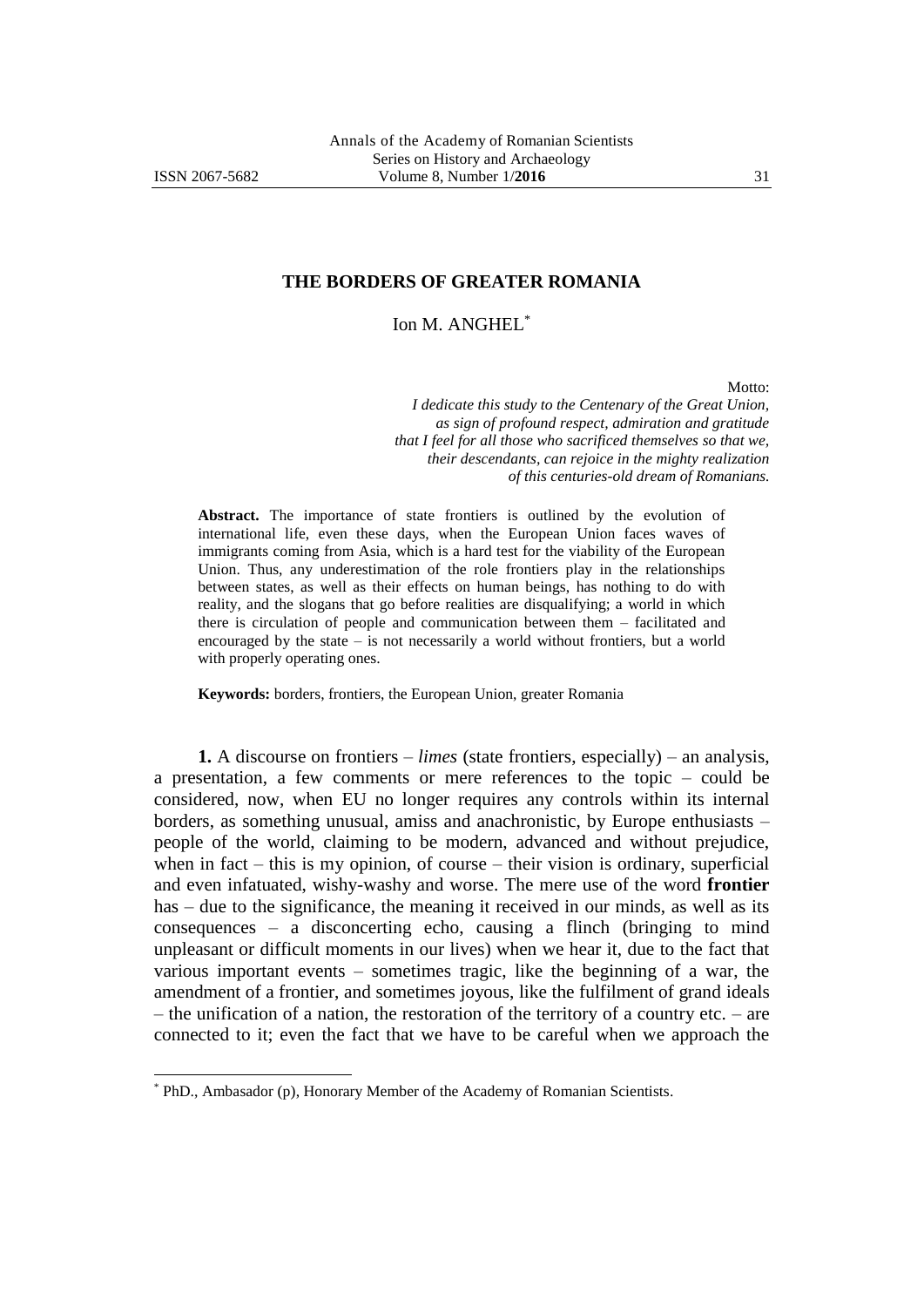# THE BORDERS OF GREATER ROMANIA

Ion M. ANGHEL[*]

Motto:

*I dedicate this study to the Centenary of the Great Union, as sign of profound respect, admiration and gratitude that I feel for all those who sacrificed themselves so that we, their descendants, can rejoice in the mighty realization of this centuries-old dream of Romanians.*

**Abstract.** The importance of state frontiers is outlined by the evolution of international life, even these days, when the European Union faces waves of immigrants coming from Asia, which is a hard test for the viability of the European Union. Thus, any underestimation of the role frontiers play in the relationships between states, as well as their effects on human beings, has nothing to do with reality, and the slogans that go before realities are disqualifying; a world in which there is circulation of people and communication between them – facilitated and encouraged by the state – is not necessarily a world without frontiers, but a world with properly operating ones.

**Keywords:** borders, frontiers, the European Union, greater Romania

**1.** A discourse on frontiers – *limes* (state frontiers, especially) – an analysis, a presentation, a few comments or mere references to the topic – could be considered, now, when EU no longer requires any controls within its internal borders, as something unusual, amiss and anachronistic, by Europe enthusiasts – people of the world, claiming to be modern, advanced and without prejudice, when in fact – this is my opinion, of course – their vision is ordinary, superficial and even infatuated, wishy-washy and worse. The mere use of the word **frontier** has – due to the significance, the meaning it received in our minds, as well as its consequences – a disconcerting echo, causing a flinch (bringing to mind unpleasant or difficult moments in our lives) when we hear it, due to the fact that various important events – sometimes tragic, like the beginning of a war, the amendment of a frontier, and sometimes joyous, like the fulfilment of grand ideals – the unification of a nation, the restoration of the territory of a country etc. – are connected to it; even the fact that we have to be careful when we approach the

[*] PhD., Ambasador (p), Honorary Member of the Academy of Romanian Scientists.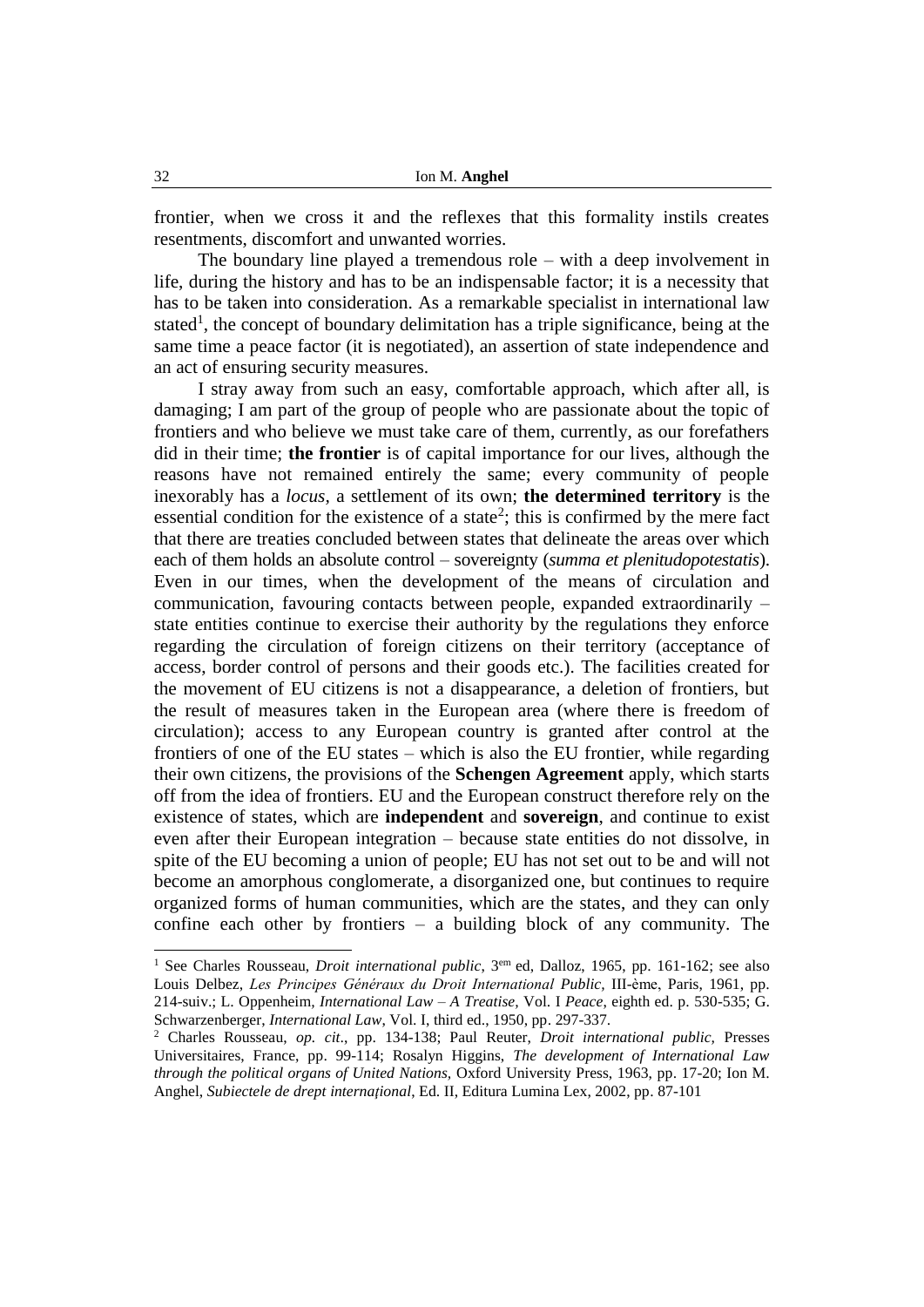frontier, when we cross it and the reflexes that this formality instils creates resentments, discomfort and unwanted worries.

The boundary line played a tremendous role – with a deep involvement in life, during the history and has to be an indispensable factor; it is a necessity that has to be taken into consideration. As a remarkable specialist in international law stated[1], the concept of boundary delimitation has a triple significance, being at the same time a peace factor (it is negotiated), an assertion of state independence and an act of ensuring security measures.

I stray away from such an easy, comfortable approach, which after all, is damaging; I am part of the group of people who are passionate about the topic of frontiers and who believe we must take care of them, currently, as our forefathers did in their time; **the frontier** is of capital importance for our lives, although the reasons have not remained entirely the same; every community of people inexorably has a *locus*, a settlement of its own; **the determined territory** is the essential condition for the existence of a state[2]; this is confirmed by the mere fact that there are treaties concluded between states that delineate the areas over which each of them holds an absolute control – sovereignty (*summa et plenitudopotestatis*). Even in our times, when the development of the means of circulation and communication, favouring contacts between people, expanded extraordinarily – state entities continue to exercise their authority by the regulations they enforce regarding the circulation of foreign citizens on their territory (acceptance of access, border control of persons and their goods etc.). The facilities created for the movement of EU citizens is not a disappearance, a deletion of frontiers, but the result of measures taken in the European area (where there is freedom of circulation); access to any European country is granted after control at the frontiers of one of the EU states – which is also the EU frontier, while regarding their own citizens, the provisions of the **Schengen Agreement** apply, which starts off from the idea of frontiers. EU and the European construct therefore rely on the existence of states, which are **independent** and **sovereign**, and continue to exist even after their European integration – because state entities do not dissolve, in spite of the EU becoming a union of people; EU has not set out to be and will not become an amorphous conglomerate, a disorganized one, but continues to require organized forms of human communities, which are the states, and they can only confine each other by frontiers – a building block of any community. The

---

[1] See Charles Rousseau, *Droit international public*, 3[em] ed, Dalloz, 1965, pp. 161-162; see also Louis Delbez, *Les Principes Généraux du Droit International Public*, III-ème, Paris, 1961, pp. 214-suiv.; L. Oppenheim, *International Law – A Treatise*, Vol. I *Peace*, eighth ed. p. 530-535; G. Schwarzenberger, *International Law*, Vol. I, third ed., 1950, pp. 297-337.

[2] Charles Rousseau, *op. cit*., pp. 134-138; Paul Reuter, *Droit international public*, Presses Universitaires, France, pp. 99-114; Rosalyn Higgins, *The development of International Law through the political organs of United Nations*, Oxford University Press, 1963, pp. 17-20; Ion M. Anghel, *Subiectele de drept internațional*, Ed. II, Editura Lumina Lex, 2002, pp. 87-101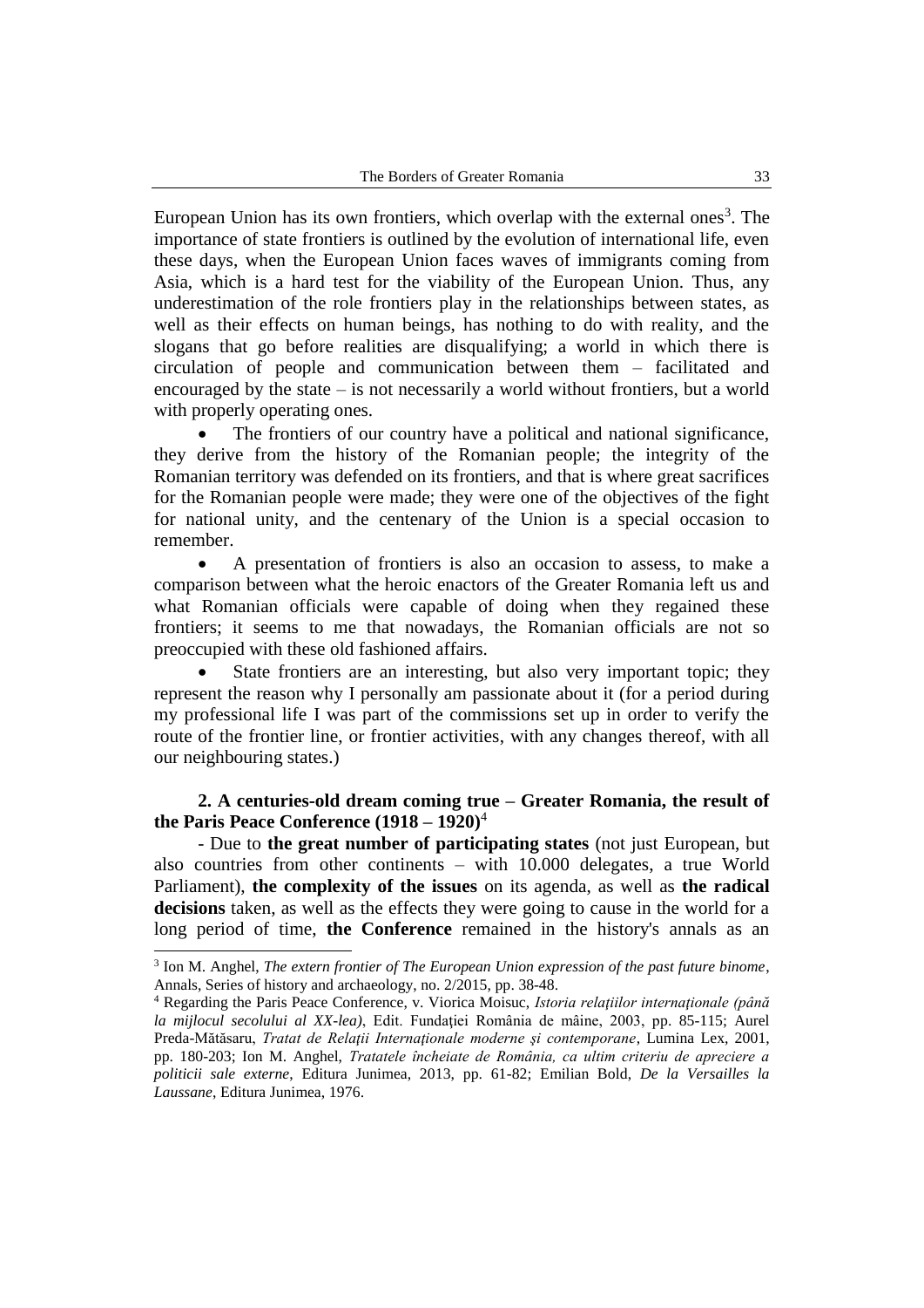European Union has its own frontiers, which overlap with the external ones[3]. The importance of state frontiers is outlined by the evolution of international life, even these days, when the European Union faces waves of immigrants coming from Asia, which is a hard test for the viability of the European Union. Thus, any underestimation of the role frontiers play in the relationships between states, as well as their effects on human beings, has nothing to do with reality, and the slogans that go before realities are disqualifying; a world in which there is circulation of people and communication between them – facilitated and encouraged by the state – is not necessarily a world without frontiers, but a world with properly operating ones.

- The frontiers of our country have a political and national significance, they derive from the history of the Romanian people; the integrity of the Romanian territory was defended on its frontiers, and that is where great sacrifices for the Romanian people were made; they were one of the objectives of the fight for national unity, and the centenary of the Union is a special occasion to remember.
- A presentation of frontiers is also an occasion to assess, to make a comparison between what the heroic enactors of the Greater Romania left us and what Romanian officials were capable of doing when they regained these frontiers; it seems to me that nowadays, the Romanian officials are not so preoccupied with these old fashioned affairs.
- State frontiers are an interesting, but also very important topic; they represent the reason why I personally am passionate about it (for a period during my professional life I was part of the commissions set up in order to verify the route of the frontier line, or frontier activities, with any changes thereof, with all our neighbouring states.)

**2. A centuries-old dream coming true – Greater Romania, the result of the Paris Peace Conference (1918 – 1920)**[4]

- Due to **the great number of participating states** (not just European, but also countries from other continents – with 10.000 delegates, a true World Parliament), **the complexity of the issues** on its agenda, as well as **the radical decisions** taken, as well as the effects they were going to cause in the world for a long period of time, **the Conference** remained in the history's annals as an

---

[3] Ion M. Anghel, *The extern frontier of The European Union expression of the past future binome*, Annals, Series of history and archaeology, no. 2/2015, pp. 38-48.

[4] Regarding the Paris Peace Conference, v. Viorica Moisuc, *Istoria relaţiilor internaţionale (până la mijlocul secolului al XX-lea)*, Edit. Fundaţiei România de mâine, 2003, pp. 85-115; Aurel Preda-Mătăsaru, *Tratat de Relaţii Internaţionale moderne şi contemporane*, Lumina Lex, 2001, pp. 180-203; Ion M. Anghel, *Tratatele încheiate de România, ca ultim criteriu de apreciere a politicii sale externe*, Editura Junimea, 2013, pp. 61-82; Emilian Bold, *De la Versailles la Laussane*, Editura Junimea, 1976.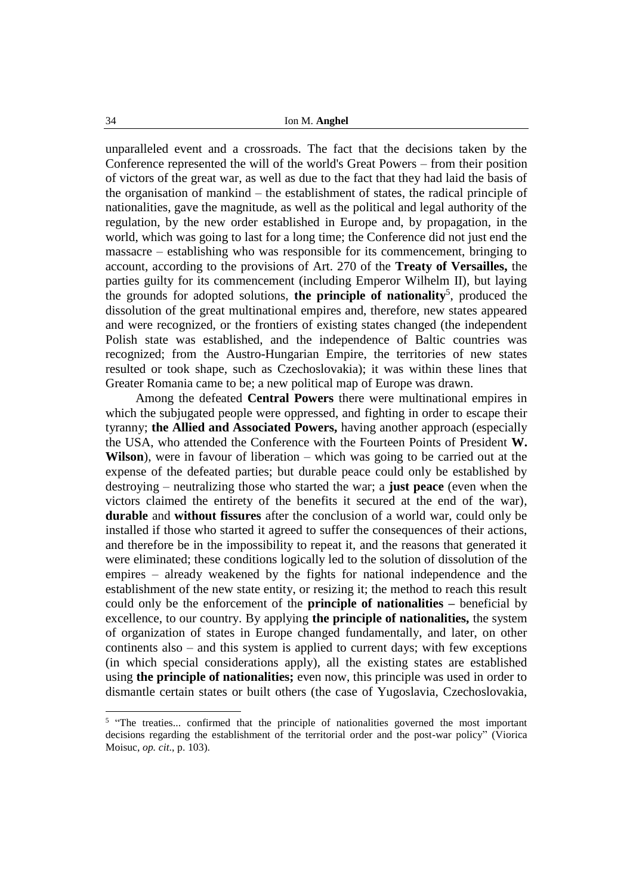unparalleled event and a crossroads. The fact that the decisions taken by the Conference represented the will of the world's Great Powers – from their position of victors of the great war, as well as due to the fact that they had laid the basis of the organisation of mankind – the establishment of states, the radical principle of nationalities, gave the magnitude, as well as the political and legal authority of the regulation, by the new order established in Europe and, by propagation, in the world, which was going to last for a long time; the Conference did not just end the massacre – establishing who was responsible for its commencement, bringing to account, according to the provisions of Art. 270 of the **Treaty of Versailles,** the parties guilty for its commencement (including Emperor Wilhelm II), but laying the grounds for adopted solutions, **the principle of nationality**[5], produced the dissolution of the great multinational empires and, therefore, new states appeared and were recognized, or the frontiers of existing states changed (the independent Polish state was established, and the independence of Baltic countries was recognized; from the Austro-Hungarian Empire, the territories of new states resulted or took shape, such as Czechoslovakia); it was within these lines that Greater Romania came to be; a new political map of Europe was drawn.

Among the defeated **Central Powers** there were multinational empires in which the subjugated people were oppressed, and fighting in order to escape their tyranny; **the Allied and Associated Powers,** having another approach (especially the USA, who attended the Conference with the Fourteen Points of President **W. Wilson**), were in favour of liberation – which was going to be carried out at the expense of the defeated parties; but durable peace could only be established by destroying – neutralizing those who started the war; a **just peace** (even when the victors claimed the entirety of the benefits it secured at the end of the war), **durable** and **without fissures** after the conclusion of a world war, could only be installed if those who started it agreed to suffer the consequences of their actions, and therefore be in the impossibility to repeat it, and the reasons that generated it were eliminated; these conditions logically led to the solution of dissolution of the empires – already weakened by the fights for national independence and the establishment of the new state entity, or resizing it; the method to reach this result could only be the enforcement of the **principle of nationalities –** beneficial by excellence, to our country. By applying **the principle of nationalities,** the system of organization of states in Europe changed fundamentally, and later, on other continents also – and this system is applied to current days; with few exceptions (in which special considerations apply), all the existing states are established using **the principle of nationalities;** even now, this principle was used in order to dismantle certain states or built others (the case of Yugoslavia, Czechoslovakia,

[5] "The treaties... confirmed that the principle of nationalities governed the most important decisions regarding the establishment of the territorial order and the post-war policy" (Viorica Moisuc, *op. cit.*, p. 103).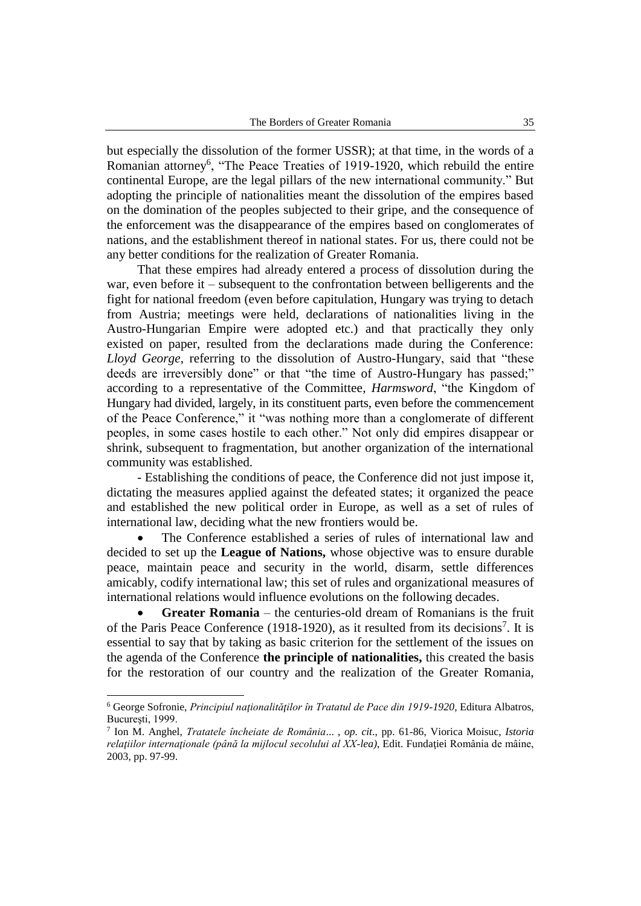but especially the dissolution of the former USSR); at that time, in the words of a Romanian attorney[6], "The Peace Treaties of 1919-1920, which rebuild the entire continental Europe, are the legal pillars of the new international community." But adopting the principle of nationalities meant the dissolution of the empires based on the domination of the peoples subjected to their gripe, and the consequence of the enforcement was the disappearance of the empires based on conglomerates of nations, and the establishment thereof in national states. For us, there could not be any better conditions for the realization of Greater Romania.

That these empires had already entered a process of dissolution during the war, even before it – subsequent to the confrontation between belligerents and the fight for national freedom (even before capitulation, Hungary was trying to detach from Austria; meetings were held, declarations of nationalities living in the Austro-Hungarian Empire were adopted etc.) and that practically they only existed on paper, resulted from the declarations made during the Conference: *Lloyd George*, referring to the dissolution of Austro-Hungary, said that "these deeds are irreversibly done" or that "the time of Austro-Hungary has passed;" according to a representative of the Committee, *Harmsword*, "the Kingdom of Hungary had divided, largely, in its constituent parts, even before the commencement of the Peace Conference," it "was nothing more than a conglomerate of different peoples, in some cases hostile to each other." Not only did empires disappear or shrink, subsequent to fragmentation, but another organization of the international community was established.

- Establishing the conditions of peace, the Conference did not just impose it, dictating the measures applied against the defeated states; it organized the peace and established the new political order in Europe, as well as a set of rules of international law, deciding what the new frontiers would be.

- The Conference established a series of rules of international law and decided to set up the **League of Nations,** whose objective was to ensure durable peace, maintain peace and security in the world, disarm, settle differences amicably, codify international law; this set of rules and organizational measures of international relations would influence evolutions on the following decades.
- **Greater Romania** – the centuries-old dream of Romanians is the fruit of the Paris Peace Conference (1918-1920), as it resulted from its decisions[7]. It is essential to say that by taking as basic criterion for the settlement of the issues on the agenda of the Conference **the principle of nationalities,** this created the basis for the restoration of our country and the realization of the Greater Romania,

---

[6] George Sofronie, *Principiul naţionalităţilor în Tratatul de Pace din 1919-1920*, Editura Albatros, Bucureşti, 1999.

[7] Ion M. Anghel, *Tratatele încheiate de România...* , *op. cit*., pp. 61-86, Viorica Moisuc, *Istoria relaţiilor internaţionale (până la mijlocul secolului al XX-lea)*, Edit. Fundaţiei România de mâine, 2003, pp. 97-99.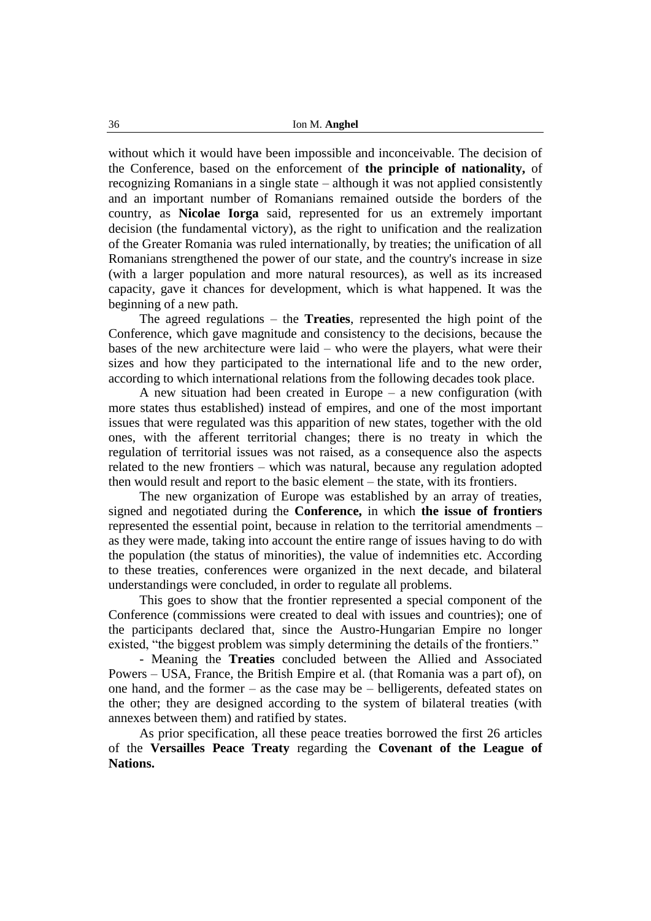without which it would have been impossible and inconceivable. The decision of the Conference, based on the enforcement of **the principle of nationality,** of recognizing Romanians in a single state – although it was not applied consistently and an important number of Romanians remained outside the borders of the country, as **Nicolae Iorga** said, represented for us an extremely important decision (the fundamental victory), as the right to unification and the realization of the Greater Romania was ruled internationally, by treaties; the unification of all Romanians strengthened the power of our state, and the country's increase in size (with a larger population and more natural resources), as well as its increased capacity, gave it chances for development, which is what happened. It was the beginning of a new path.

The agreed regulations – the **Treaties**, represented the high point of the Conference, which gave magnitude and consistency to the decisions, because the bases of the new architecture were laid – who were the players, what were their sizes and how they participated to the international life and to the new order, according to which international relations from the following decades took place.

A new situation had been created in Europe – a new configuration (with more states thus established) instead of empires, and one of the most important issues that were regulated was this apparition of new states, together with the old ones, with the afferent territorial changes; there is no treaty in which the regulation of territorial issues was not raised, as a consequence also the aspects related to the new frontiers – which was natural, because any regulation adopted then would result and report to the basic element – the state, with its frontiers.

The new organization of Europe was established by an array of treaties, signed and negotiated during the **Conference,** in which **the issue of frontiers** represented the essential point, because in relation to the territorial amendments – as they were made, taking into account the entire range of issues having to do with the population (the status of minorities), the value of indemnities etc. According to these treaties, conferences were organized in the next decade, and bilateral understandings were concluded, in order to regulate all problems.

This goes to show that the frontier represented a special component of the Conference (commissions were created to deal with issues and countries); one of the participants declared that, since the Austro-Hungarian Empire no longer existed, "the biggest problem was simply determining the details of the frontiers."

- Meaning the **Treaties** concluded between the Allied and Associated Powers – USA, France, the British Empire et al. (that Romania was a part of), on one hand, and the former – as the case may be – belligerents, defeated states on the other; they are designed according to the system of bilateral treaties (with annexes between them) and ratified by states.

As prior specification, all these peace treaties borrowed the first 26 articles of the **Versailles Peace Treaty** regarding the **Covenant of the League of Nations.**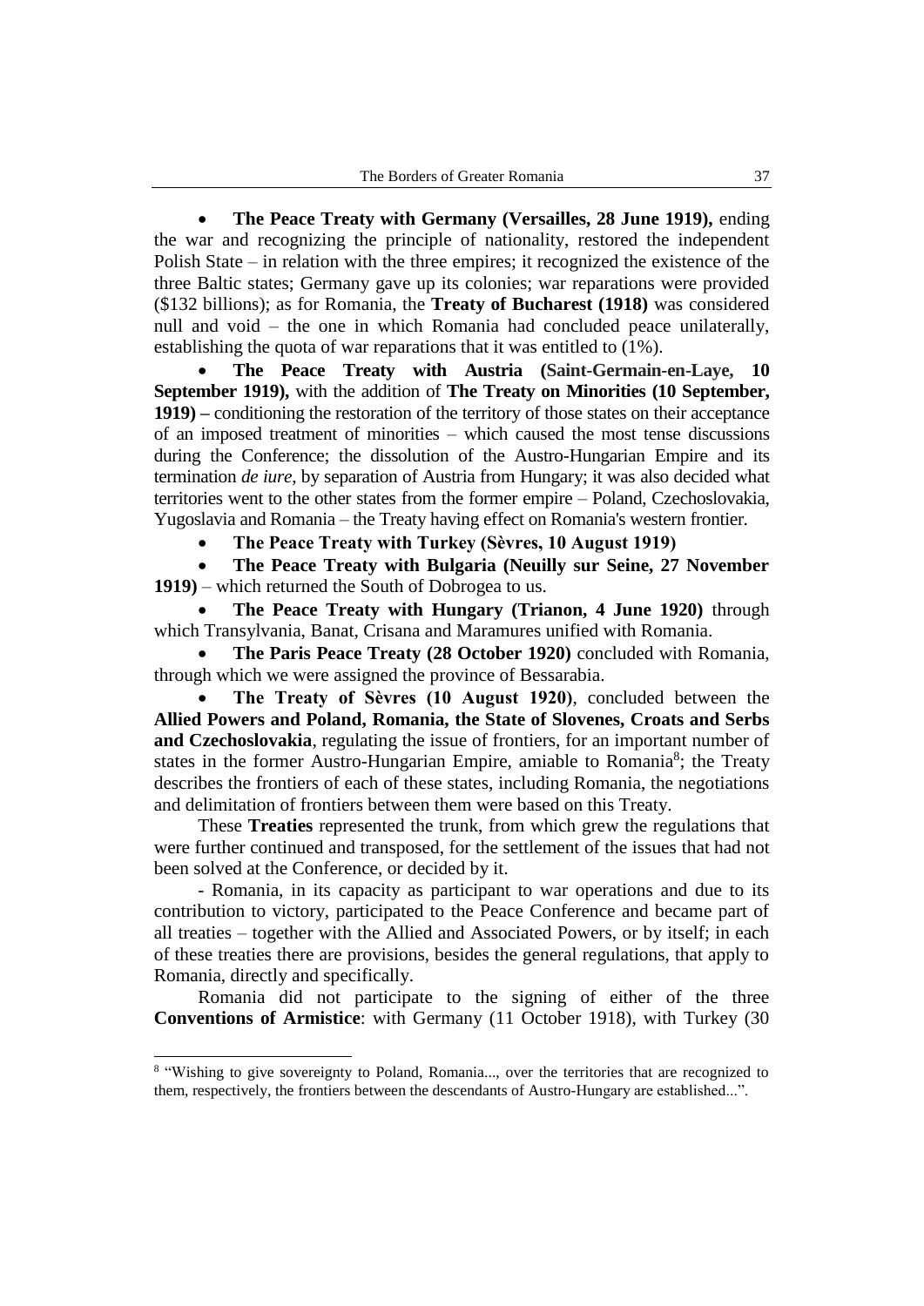- **The Peace Treaty with Germany (Versailles, 28 June 1919),** ending the war and recognizing the principle of nationality, restored the independent Polish State – in relation with the three empires; it recognized the existence of the three Baltic states; Germany gave up its colonies; war reparations were provided ($132 billions); as for Romania, the **Treaty of Bucharest (1918)** was considered null and void – the one in which Romania had concluded peace unilaterally, establishing the quota of war reparations that it was entitled to (1%).
- **The Peace Treaty with Austria (Saint-Germain-en-Laye, 10 September 1919),** with the addition of **The Treaty on Minorities (10 September, 1919) –** conditioning the restoration of the territory of those states on their acceptance of an imposed treatment of minorities – which caused the most tense discussions during the Conference; the dissolution of the Austro-Hungarian Empire and its termination *de iure*, by separation of Austria from Hungary; it was also decided what territories went to the other states from the former empire – Poland, Czechoslovakia, Yugoslavia and Romania – the Treaty having effect on Romania's western frontier.
- **The Peace Treaty with Turkey (Sèvres, 10 August 1919)**
- **The Peace Treaty with Bulgaria (Neuilly sur Seine, 27 November 1919)** – which returned the South of Dobrogea to us.
- **The Peace Treaty with Hungary (Trianon, 4 June 1920)** through which Transylvania, Banat, Crisana and Maramures unified with Romania.
- **The Paris Peace Treaty (28 October 1920)** concluded with Romania, through which we were assigned the province of Bessarabia.
- **The Treaty of Sèvres (10 August 1920)**, concluded between the **Allied Powers and Poland, Romania, the State of Slovenes, Croats and Serbs and Czechoslovakia**, regulating the issue of frontiers, for an important number of states in the former Austro-Hungarian Empire, amiable to Romania[8]; the Treaty describes the frontiers of each of these states, including Romania, the negotiations and delimitation of frontiers between them were based on this Treaty.

These **Treaties** represented the trunk, from which grew the regulations that were further continued and transposed, for the settlement of the issues that had not been solved at the Conference, or decided by it.

- Romania, in its capacity as participant to war operations and due to its contribution to victory, participated to the Peace Conference and became part of all treaties – together with the Allied and Associated Powers, or by itself; in each of these treaties there are provisions, besides the general regulations, that apply to Romania, directly and specifically.

Romania did not participate to the signing of either of the three **Conventions of Armistice**: with Germany (11 October 1918), with Turkey (30

---

[8] "Wishing to give sovereignty to Poland, Romania..., over the territories that are recognized to them, respectively, the frontiers between the descendants of Austro-Hungary are established...".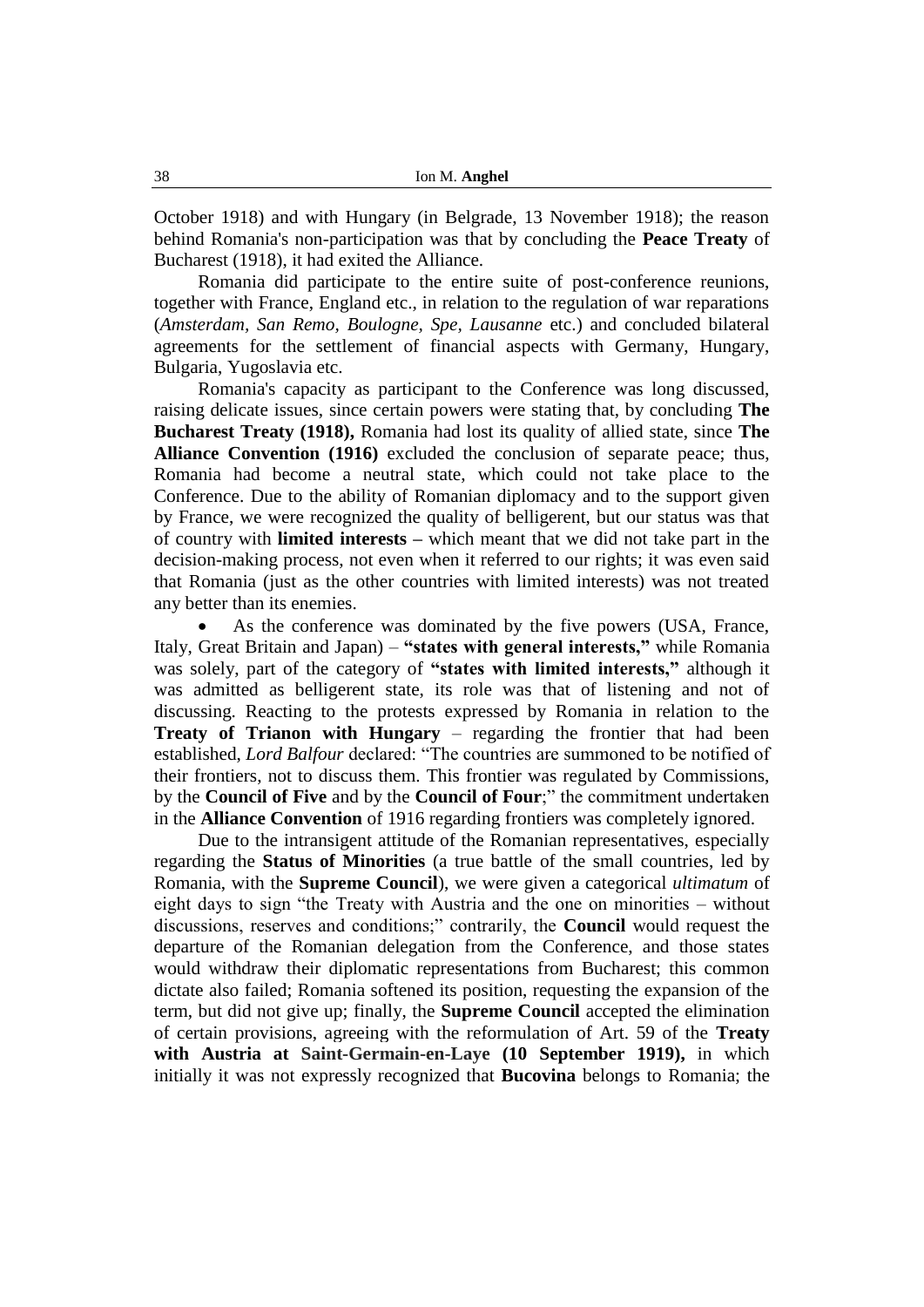October 1918) and with Hungary (in Belgrade, 13 November 1918); the reason behind Romania's non-participation was that by concluding the **Peace Treaty** of Bucharest (1918), it had exited the Alliance.

Romania did participate to the entire suite of post-conference reunions, together with France, England etc., in relation to the regulation of war reparations (*Amsterdam, San Remo, Boulogne, Spe, Lausanne* etc.) and concluded bilateral agreements for the settlement of financial aspects with Germany, Hungary, Bulgaria, Yugoslavia etc.

Romania's capacity as participant to the Conference was long discussed, raising delicate issues, since certain powers were stating that, by concluding **The Bucharest Treaty (1918),** Romania had lost its quality of allied state, since **The Alliance Convention (1916)** excluded the conclusion of separate peace; thus, Romania had become a neutral state, which could not take place to the Conference. Due to the ability of Romanian diplomacy and to the support given by France, we were recognized the quality of belligerent, but our status was that of country with **limited interests –** which meant that we did not take part in the decision-making process, not even when it referred to our rights; it was even said that Romania (just as the other countries with limited interests) was not treated any better than its enemies.

- As the conference was dominated by the five powers (USA, France, Italy, Great Britain and Japan) – **"states with general interests,"** while Romania was solely, part of the category of **"states with limited interests,"** although it was admitted as belligerent state, its role was that of listening and not of discussing. Reacting to the protests expressed by Romania in relation to the **Treaty of Trianon with Hungary** – regarding the frontier that had been established, *Lord Balfour* declared: "The countries are summoned to be notified of their frontiers, not to discuss them. This frontier was regulated by Commissions, by the **Council of Five** and by the **Council of Four**;" the commitment undertaken in the **Alliance Convention** of 1916 regarding frontiers was completely ignored.

Due to the intransigent attitude of the Romanian representatives, especially regarding the **Status of Minorities** (a true battle of the small countries, led by Romania, with the **Supreme Council**), we were given a categorical *ultimatum* of eight days to sign "the Treaty with Austria and the one on minorities – without discussions, reserves and conditions;" contrarily, the **Council** would request the departure of the Romanian delegation from the Conference, and those states would withdraw their diplomatic representations from Bucharest; this common dictate also failed; Romania softened its position, requesting the expansion of the term, but did not give up; finally, the **Supreme Council** accepted the elimination of certain provisions, agreeing with the reformulation of Art. 59 of the **Treaty with Austria at Saint-Germain-en-Laye (10 September 1919),** in which initially it was not expressly recognized that **Bucovina** belongs to Romania; the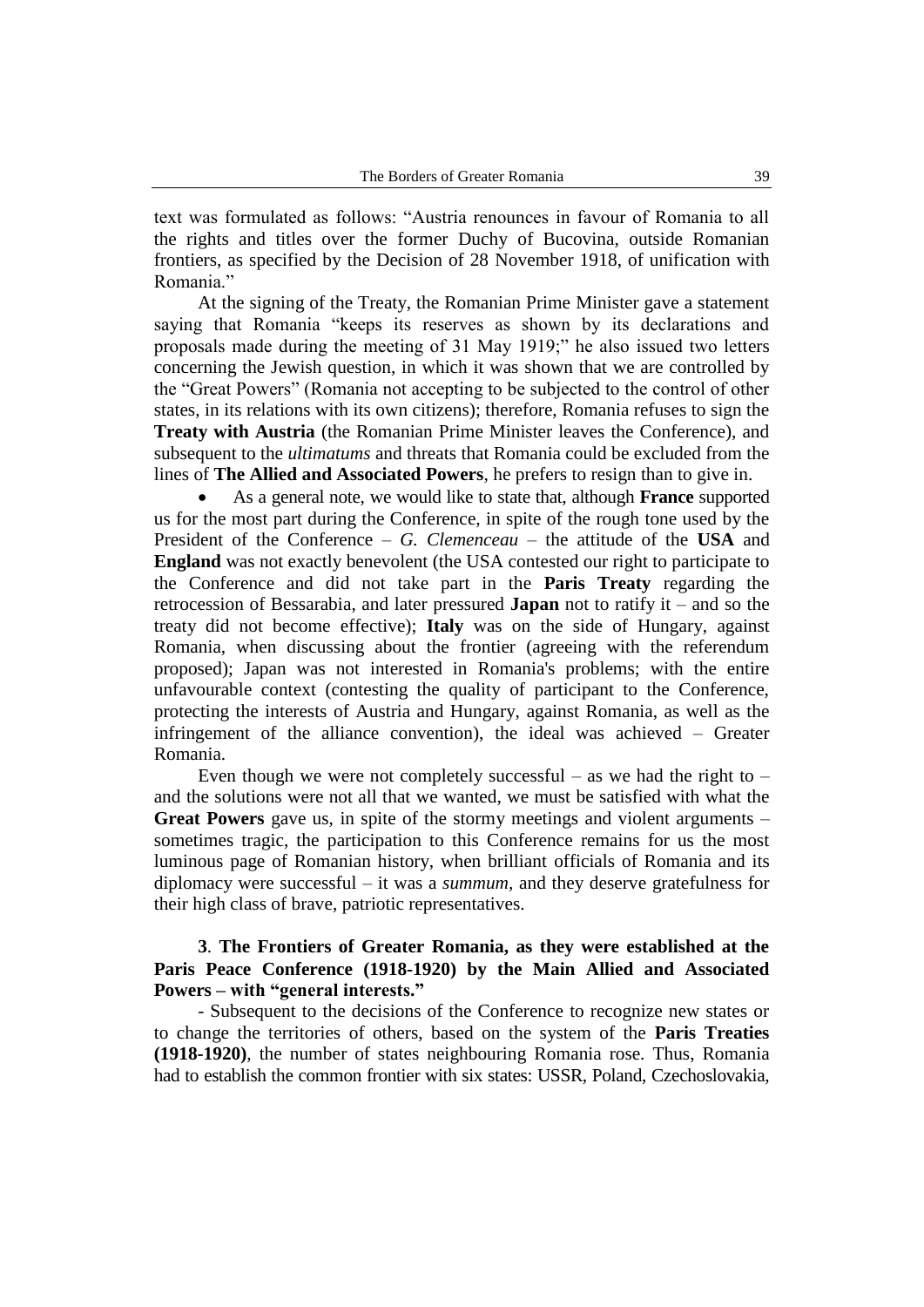text was formulated as follows: "Austria renounces in favour of Romania to all the rights and titles over the former Duchy of Bucovina, outside Romanian frontiers, as specified by the Decision of 28 November 1918, of unification with Romania."

At the signing of the Treaty, the Romanian Prime Minister gave a statement saying that Romania "keeps its reserves as shown by its declarations and proposals made during the meeting of 31 May 1919;" he also issued two letters concerning the Jewish question, in which it was shown that we are controlled by the "Great Powers" (Romania not accepting to be subjected to the control of other states, in its relations with its own citizens); therefore, Romania refuses to sign the **Treaty with Austria** (the Romanian Prime Minister leaves the Conference), and subsequent to the *ultimatums* and threats that Romania could be excluded from the lines of **The Allied and Associated Powers**, he prefers to resign than to give in.

- As a general note, we would like to state that, although **France** supported us for the most part during the Conference, in spite of the rough tone used by the President of the Conference – *G. Clemenceau* – the attitude of the **USA** and **England** was not exactly benevolent (the USA contested our right to participate to the Conference and did not take part in the **Paris Treaty** regarding the retrocession of Bessarabia, and later pressured **Japan** not to ratify it – and so the treaty did not become effective); **Italy** was on the side of Hungary, against Romania, when discussing about the frontier (agreeing with the referendum proposed); Japan was not interested in Romania's problems; with the entire unfavourable context (contesting the quality of participant to the Conference, protecting the interests of Austria and Hungary, against Romania, as well as the infringement of the alliance convention), the ideal was achieved – Greater Romania.

Even though we were not completely successful – as we had the right to – and the solutions were not all that we wanted, we must be satisfied with what the **Great Powers** gave us, in spite of the stormy meetings and violent arguments – sometimes tragic, the participation to this Conference remains for us the most luminous page of Romanian history, when brilliant officials of Romania and its diplomacy were successful – it was a *summum*, and they deserve gratefulness for their high class of brave, patriotic representatives.

### **3**. **The Frontiers of Greater Romania, as they were established at the Paris Peace Conference (1918-1920) by the Main Allied and Associated Powers – with "general interests."**

- Subsequent to the decisions of the Conference to recognize new states or to change the territories of others, based on the system of the **Paris Treaties (1918-1920)**, the number of states neighbouring Romania rose. Thus, Romania had to establish the common frontier with six states: USSR, Poland, Czechoslovakia,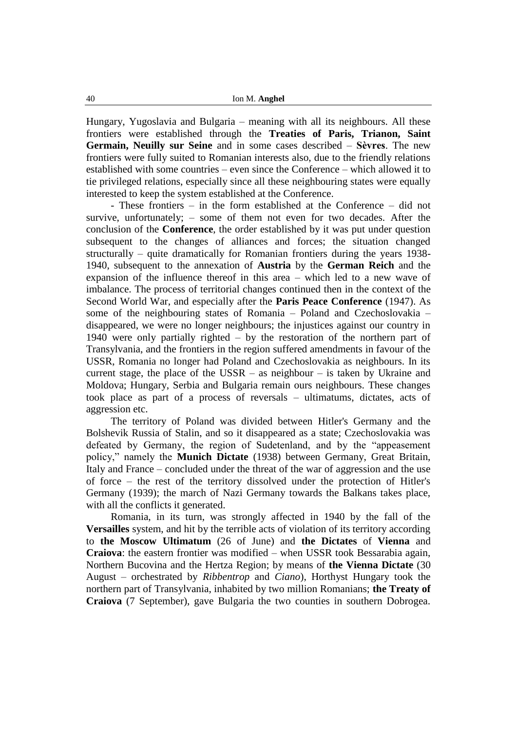Hungary, Yugoslavia and Bulgaria – meaning with all its neighbours. All these frontiers were established through the **Treaties of Paris, Trianon, Saint Germain, Neuilly sur Seine** and in some cases described – **Sèvres**. The new frontiers were fully suited to Romanian interests also, due to the friendly relations established with some countries – even since the Conference – which allowed it to tie privileged relations, especially since all these neighbouring states were equally interested to keep the system established at the Conference.

- These frontiers – in the form established at the Conference – did not survive, unfortunately; – some of them not even for two decades. After the conclusion of the **Conference**, the order established by it was put under question subsequent to the changes of alliances and forces; the situation changed structurally – quite dramatically for Romanian frontiers during the years 1938-1940, subsequent to the annexation of **Austria** by the **German Reich** and the expansion of the influence thereof in this area – which led to a new wave of imbalance. The process of territorial changes continued then in the context of the Second World War, and especially after the **Paris Peace Conference** (1947). As some of the neighbouring states of Romania – Poland and Czechoslovakia – disappeared, we were no longer neighbours; the injustices against our country in 1940 were only partially righted – by the restoration of the northern part of Transylvania, and the frontiers in the region suffered amendments in favour of the USSR, Romania no longer had Poland and Czechoslovakia as neighbours. In its current stage, the place of the USSR – as neighbour – is taken by Ukraine and Moldova; Hungary, Serbia and Bulgaria remain ours neighbours. These changes took place as part of a process of reversals – ultimatums, dictates, acts of aggression etc.

The territory of Poland was divided between Hitler's Germany and the Bolshevik Russia of Stalin, and so it disappeared as a state; Czechoslovakia was defeated by Germany, the region of Sudetenland, and by the "appeasement policy," namely the **Munich Dictate** (1938) between Germany, Great Britain, Italy and France – concluded under the threat of the war of aggression and the use of force – the rest of the territory dissolved under the protection of Hitler's Germany (1939); the march of Nazi Germany towards the Balkans takes place, with all the conflicts it generated.

Romania, in its turn, was strongly affected in 1940 by the fall of the **Versailles** system, and hit by the terrible acts of violation of its territory according to **the Moscow Ultimatum** (26 of June) and **the Dictates** of **Vienna** and **Craiova**: the eastern frontier was modified – when USSR took Bessarabia again, Northern Bucovina and the Hertza Region; by means of **the Vienna Dictate** (30 August – orchestrated by *Ribbentrop* and *Ciano*), Horthyst Hungary took the northern part of Transylvania, inhabited by two million Romanians; **the Treaty of Craiova** (7 September), gave Bulgaria the two counties in southern Dobrogea.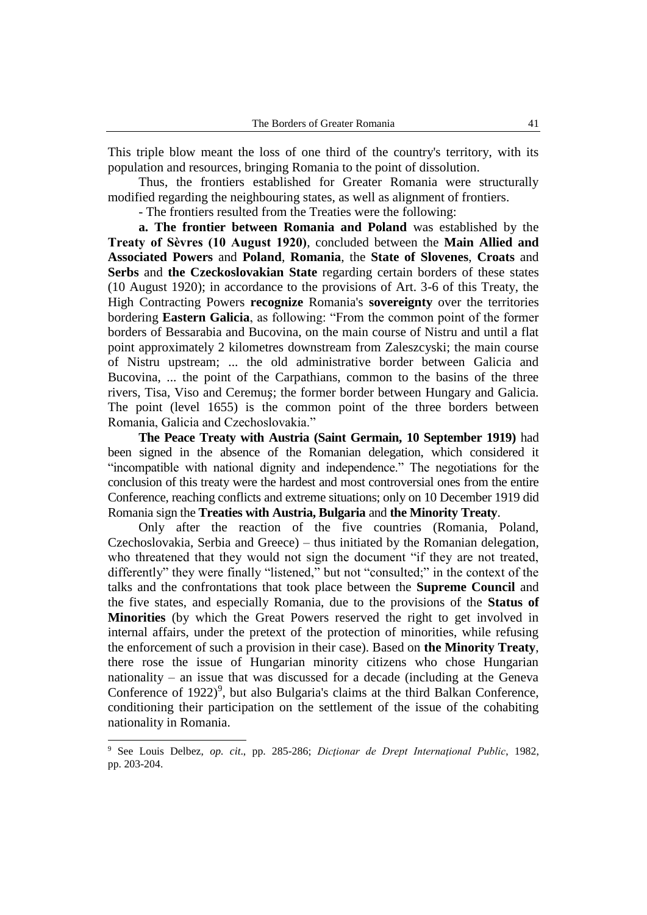This triple blow meant the loss of one third of the country's territory, with its population and resources, bringing Romania to the point of dissolution.

Thus, the frontiers established for Greater Romania were structurally modified regarding the neighbouring states, as well as alignment of frontiers.

- The frontiers resulted from the Treaties were the following:

**a. The frontier between Romania and Poland** was established by the **Treaty of Sèvres (10 August 1920)**, concluded between the **Main Allied and Associated Powers** and **Poland**, **Romania**, the **State of Slovenes**, **Croats** and **Serbs** and **the Czeckoslovakian State** regarding certain borders of these states (10 August 1920); in accordance to the provisions of Art. 3-6 of this Treaty, the High Contracting Powers **recognize** Romania's **sovereignty** over the territories bordering **Eastern Galicia**, as following: "From the common point of the former borders of Bessarabia and Bucovina, on the main course of Nistru and until a flat point approximately 2 kilometres downstream from Zaleszcyski; the main course of Nistru upstream; ... the old administrative border between Galicia and Bucovina, ... the point of the Carpathians, common to the basins of the three rivers, Tisa, Viso and Ceremuş; the former border between Hungary and Galicia. The point (level 1655) is the common point of the three borders between Romania, Galicia and Czechoslovakia."

**The Peace Treaty with Austria (Saint Germain, 10 September 1919)** had been signed in the absence of the Romanian delegation, which considered it "incompatible with national dignity and independence." The negotiations for the conclusion of this treaty were the hardest and most controversial ones from the entire Conference, reaching conflicts and extreme situations; only on 10 December 1919 did Romania sign the **Treaties with Austria, Bulgaria** and **the Minority Treaty**.

Only after the reaction of the five countries (Romania, Poland, Czechoslovakia, Serbia and Greece) – thus initiated by the Romanian delegation, who threatened that they would not sign the document "if they are not treated, differently" they were finally "listened," but not "consulted;" in the context of the talks and the confrontations that took place between the **Supreme Council** and the five states, and especially Romania, due to the provisions of the **Status of Minorities** (by which the Great Powers reserved the right to get involved in internal affairs, under the pretext of the protection of minorities, while refusing the enforcement of such a provision in their case). Based on **the Minority Treaty**, there rose the issue of Hungarian minority citizens who chose Hungarian nationality – an issue that was discussed for a decade (including at the Geneva Conference of 1922)[9], but also Bulgaria's claims at the third Balkan Conference, conditioning their participation on the settlement of the issue of the cohabiting nationality in Romania.

[9] See Louis Delbez, *op. cit*., pp. 285-286; *Dicţionar de Drept Internaţional Public*, 1982, pp. 203-204.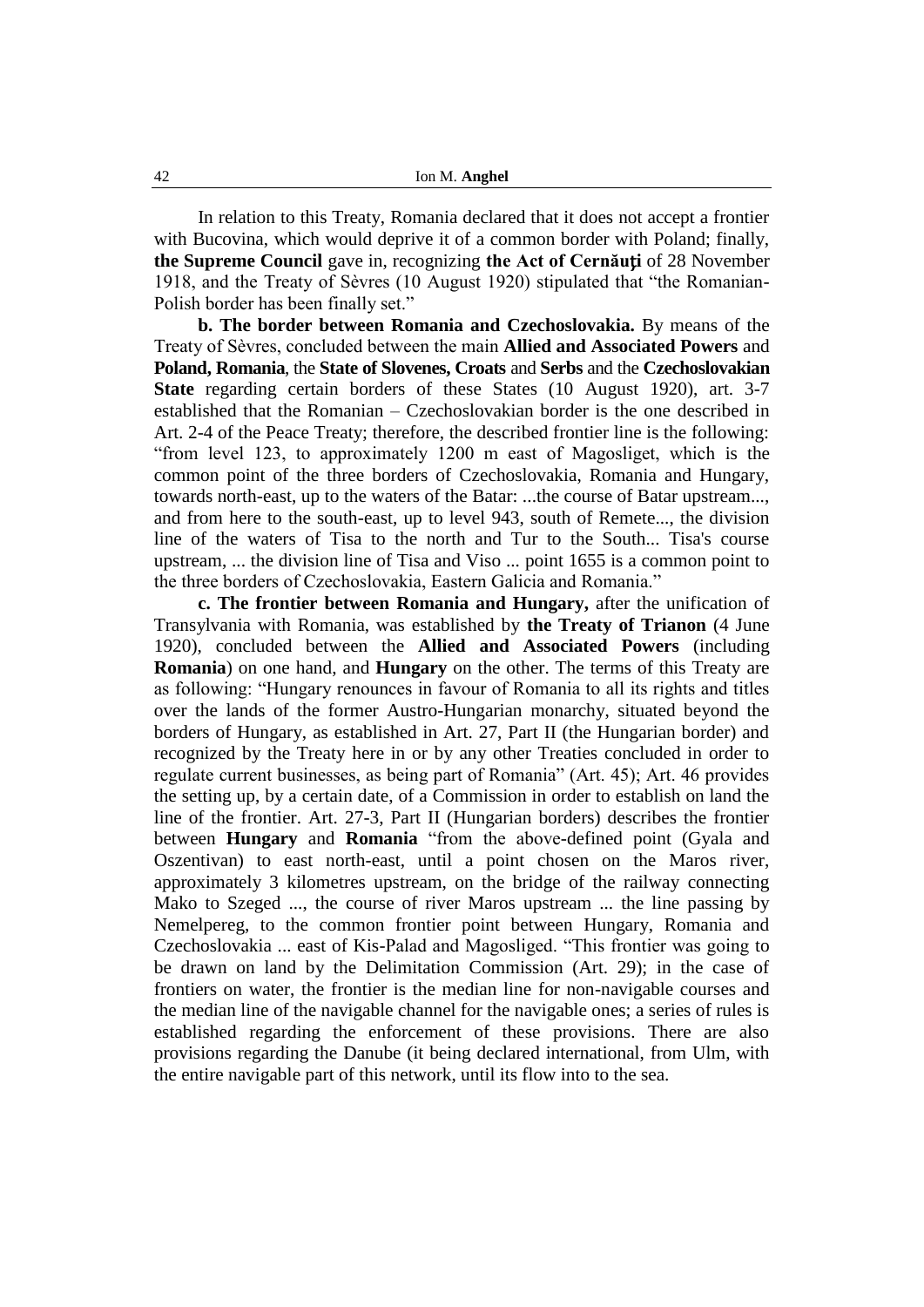In relation to this Treaty, Romania declared that it does not accept a frontier with Bucovina, which would deprive it of a common border with Poland; finally, **the Supreme Council** gave in, recognizing **the Act of Cernăuţi** of 28 November 1918, and the Treaty of Sèvres (10 August 1920) stipulated that "the Romanian-Polish border has been finally set."

**b. The border between Romania and Czechoslovakia.** By means of the Treaty of Sèvres, concluded between the main **Allied and Associated Powers** and **Poland, Romania**, the **State of Slovenes, Croats** and **Serbs** and the **Czechoslovakian State** regarding certain borders of these States (10 August 1920), art. 3-7 established that the Romanian – Czechoslovakian border is the one described in Art. 2-4 of the Peace Treaty; therefore, the described frontier line is the following: "from level 123, to approximately 1200 m east of Magosliget, which is the common point of the three borders of Czechoslovakia, Romania and Hungary, towards north-east, up to the waters of the Batar: ...the course of Batar upstream..., and from here to the south-east, up to level 943, south of Remete..., the division line of the waters of Tisa to the north and Tur to the South... Tisa's course upstream, ... the division line of Tisa and Viso ... point 1655 is a common point to the three borders of Czechoslovakia, Eastern Galicia and Romania."

**c. The frontier between Romania and Hungary,** after the unification of Transylvania with Romania, was established by **the Treaty of Trianon** (4 June 1920), concluded between the **Allied and Associated Powers** (including **Romania**) on one hand, and **Hungary** on the other. The terms of this Treaty are as following: "Hungary renounces in favour of Romania to all its rights and titles over the lands of the former Austro-Hungarian monarchy, situated beyond the borders of Hungary, as established in Art. 27, Part II (the Hungarian border) and recognized by the Treaty here in or by any other Treaties concluded in order to regulate current businesses, as being part of Romania" (Art. 45); Art. 46 provides the setting up, by a certain date, of a Commission in order to establish on land the line of the frontier. Art. 27-3, Part II (Hungarian borders) describes the frontier between **Hungary** and **Romania** "from the above-defined point (Gyala and Oszentivan) to east north-east, until a point chosen on the Maros river, approximately 3 kilometres upstream, on the bridge of the railway connecting Mako to Szeged ..., the course of river Maros upstream ... the line passing by Nemelpereg, to the common frontier point between Hungary, Romania and Czechoslovakia ... east of Kis-Palad and Magosliged. "This frontier was going to be drawn on land by the Delimitation Commission (Art. 29); in the case of frontiers on water, the frontier is the median line for non-navigable courses and the median line of the navigable channel for the navigable ones; a series of rules is established regarding the enforcement of these provisions. There are also provisions regarding the Danube (it being declared international, from Ulm, with the entire navigable part of this network, until its flow into to the sea.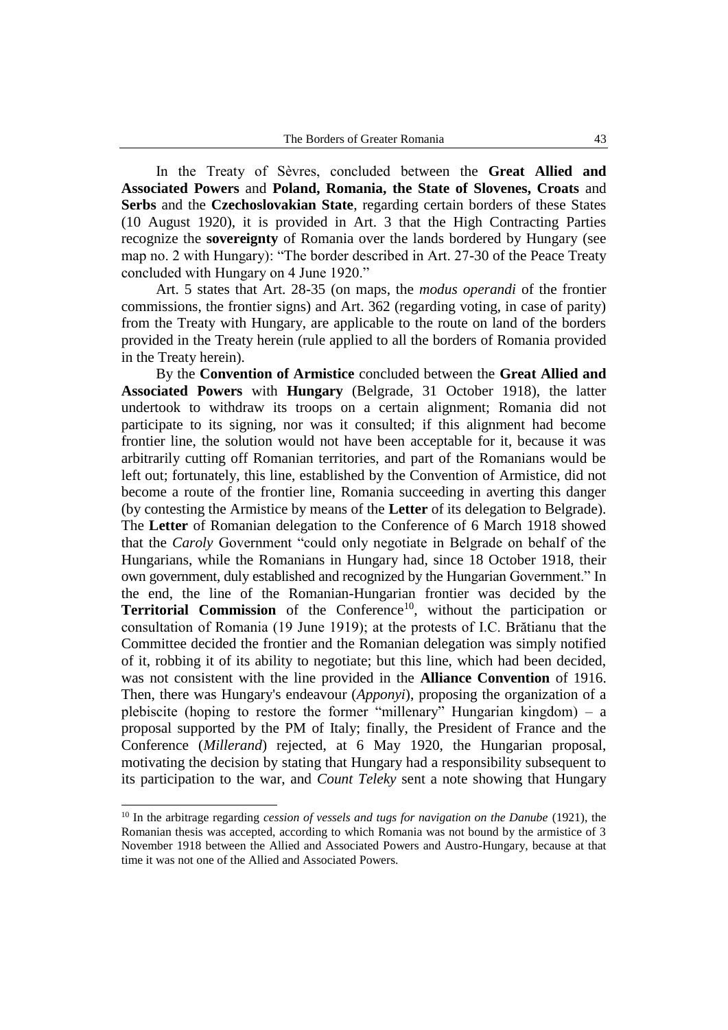In the Treaty of Sèvres, concluded between the **Great Allied and Associated Powers** and **Poland, Romania, the State of Slovenes, Croats** and **Serbs** and the **Czechoslovakian State**, regarding certain borders of these States (10 August 1920), it is provided in Art. 3 that the High Contracting Parties recognize the **sovereignty** of Romania over the lands bordered by Hungary (see map no. 2 with Hungary): "The border described in Art. 27-30 of the Peace Treaty concluded with Hungary on 4 June 1920."

Art. 5 states that Art. 28-35 (on maps, the *modus operandi* of the frontier commissions, the frontier signs) and Art. 362 (regarding voting, in case of parity) from the Treaty with Hungary, are applicable to the route on land of the borders provided in the Treaty herein (rule applied to all the borders of Romania provided in the Treaty herein).

By the **Convention of Armistice** concluded between the **Great Allied and Associated Powers** with **Hungary** (Belgrade, 31 October 1918), the latter undertook to withdraw its troops on a certain alignment; Romania did not participate to its signing, nor was it consulted; if this alignment had become frontier line, the solution would not have been acceptable for it, because it was arbitrarily cutting off Romanian territories, and part of the Romanians would be left out; fortunately, this line, established by the Convention of Armistice, did not become a route of the frontier line, Romania succeeding in averting this danger (by contesting the Armistice by means of the **Letter** of its delegation to Belgrade). The **Letter** of Romanian delegation to the Conference of 6 March 1918 showed that the *Caroly* Government "could only negotiate in Belgrade on behalf of the Hungarians, while the Romanians in Hungary had, since 18 October 1918, their own government, duly established and recognized by the Hungarian Government." In the end, the line of the Romanian-Hungarian frontier was decided by the **Territorial Commission** of the Conference[10], without the participation or consultation of Romania (19 June 1919); at the protests of I.C. Brătianu that the Committee decided the frontier and the Romanian delegation was simply notified of it, robbing it of its ability to negotiate; but this line, which had been decided, was not consistent with the line provided in the **Alliance Convention** of 1916. Then, there was Hungary's endeavour (*Apponyi*), proposing the organization of a plebiscite (hoping to restore the former "millenary" Hungarian kingdom) – a proposal supported by the PM of Italy; finally, the President of France and the Conference (*Millerand*) rejected, at 6 May 1920, the Hungarian proposal, motivating the decision by stating that Hungary had a responsibility subsequent to its participation to the war, and *Count Teleky* sent a note showing that Hungary

---

[10] In the arbitrage regarding *cession of vessels and tugs for navigation on the Danube* (1921), the Romanian thesis was accepted, according to which Romania was not bound by the armistice of 3 November 1918 between the Allied and Associated Powers and Austro-Hungary, because at that time it was not one of the Allied and Associated Powers.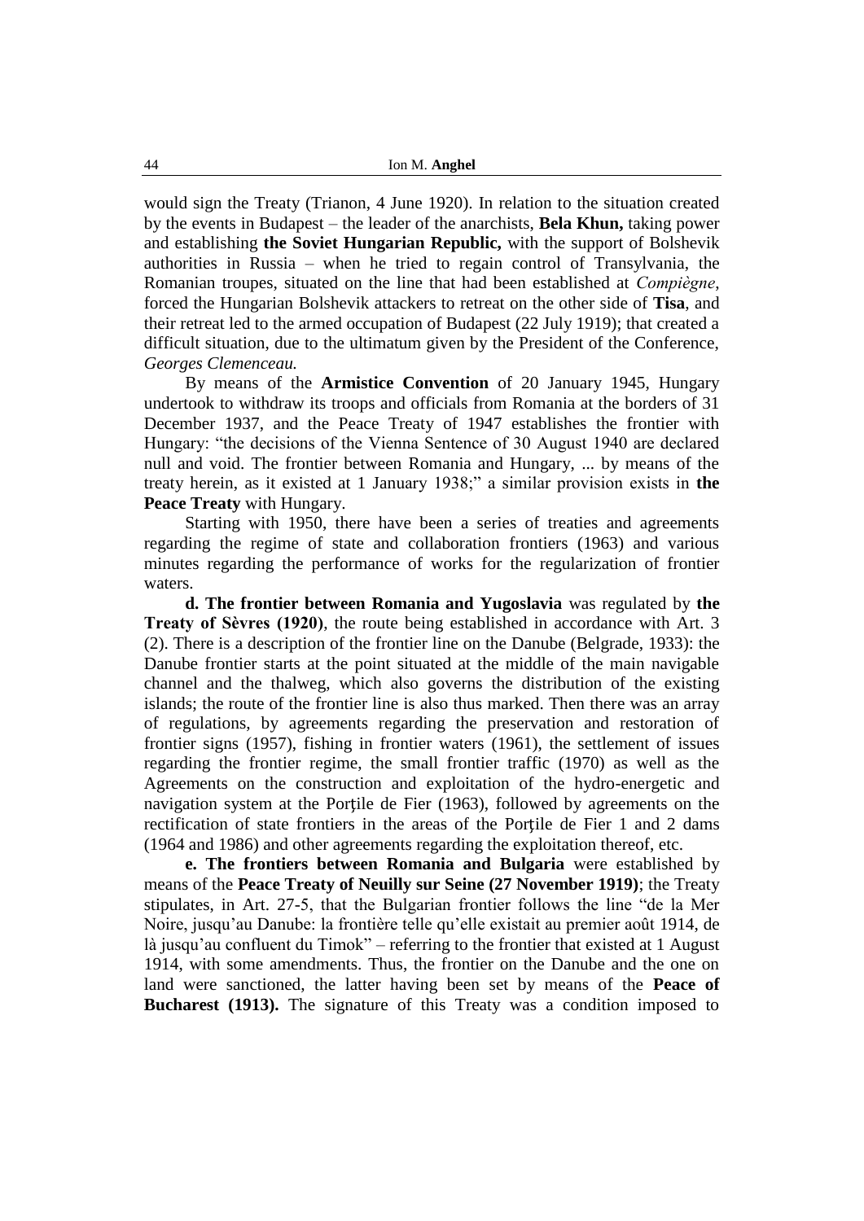would sign the Treaty (Trianon, 4 June 1920). In relation to the situation created by the events in Budapest – the leader of the anarchists, **Bela Khun,** taking power and establishing **the Soviet Hungarian Republic,** with the support of Bolshevik authorities in Russia – when he tried to regain control of Transylvania, the Romanian troupes, situated on the line that had been established at *Compiègne*, forced the Hungarian Bolshevik attackers to retreat on the other side of **Tisa**, and their retreat led to the armed occupation of Budapest (22 July 1919); that created a difficult situation, due to the ultimatum given by the President of the Conference, *Georges Clemenceau.*

By means of the **Armistice Convention** of 20 January 1945, Hungary undertook to withdraw its troops and officials from Romania at the borders of 31 December 1937, and the Peace Treaty of 1947 establishes the frontier with Hungary: "the decisions of the Vienna Sentence of 30 August 1940 are declared null and void. The frontier between Romania and Hungary, ... by means of the treaty herein, as it existed at 1 January 1938;" a similar provision exists in **the Peace Treaty** with Hungary.

Starting with 1950, there have been a series of treaties and agreements regarding the regime of state and collaboration frontiers (1963) and various minutes regarding the performance of works for the regularization of frontier waters.

**d. The frontier between Romania and Yugoslavia** was regulated by **the Treaty of Sèvres (1920)**, the route being established in accordance with Art. 3 (2). There is a description of the frontier line on the Danube (Belgrade, 1933): the Danube frontier starts at the point situated at the middle of the main navigable channel and the thalweg, which also governs the distribution of the existing islands; the route of the frontier line is also thus marked. Then there was an array of regulations, by agreements regarding the preservation and restoration of frontier signs (1957), fishing in frontier waters (1961), the settlement of issues regarding the frontier regime, the small frontier traffic (1970) as well as the Agreements on the construction and exploitation of the hydro-energetic and navigation system at the Porţile de Fier (1963), followed by agreements on the rectification of state frontiers in the areas of the Porţile de Fier 1 and 2 dams (1964 and 1986) and other agreements regarding the exploitation thereof, etc.

**e. The frontiers between Romania and Bulgaria** were established by means of the **Peace Treaty of Neuilly sur Seine (27 November 1919)**; the Treaty stipulates, in Art. 27-5, that the Bulgarian frontier follows the line "de la Mer Noire, jusqu'au Danube: la frontière telle qu'elle existait au premier août 1914, de là jusqu'au confluent du Timok" – referring to the frontier that existed at 1 August 1914, with some amendments. Thus, the frontier on the Danube and the one on land were sanctioned, the latter having been set by means of the **Peace of Bucharest (1913).** The signature of this Treaty was a condition imposed to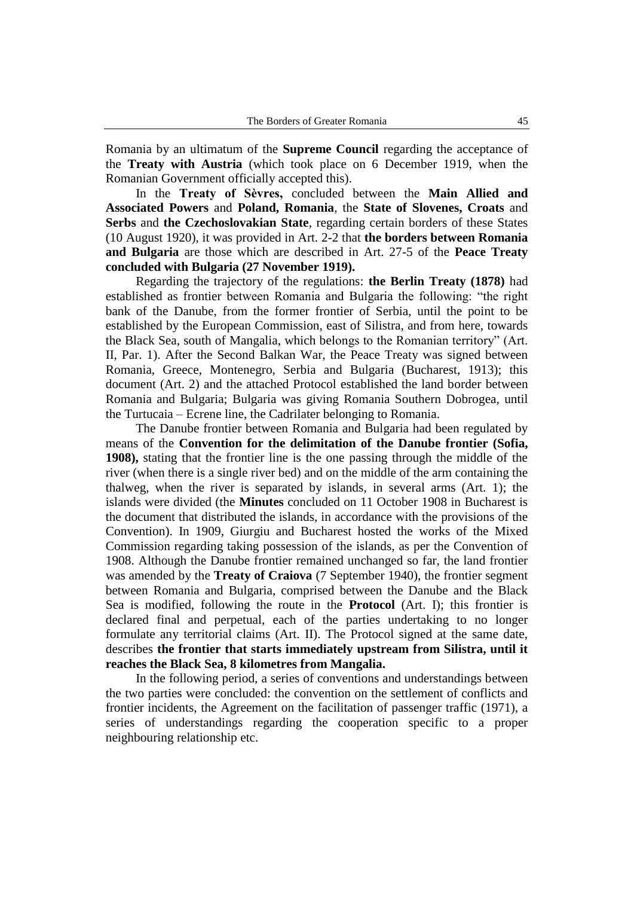Romania by an ultimatum of the **Supreme Council** regarding the acceptance of the **Treaty with Austria** (which took place on 6 December 1919, when the Romanian Government officially accepted this).

In the **Treaty of Sèvres,** concluded between the **Main Allied and Associated Powers** and **Poland, Romania**, the **State of Slovenes, Croats** and **Serbs** and **the Czechoslovakian State**, regarding certain borders of these States (10 August 1920), it was provided in Art. 2-2 that **the borders between Romania and Bulgaria** are those which are described in Art. 27-5 of the **Peace Treaty concluded with Bulgaria (27 November 1919).**

Regarding the trajectory of the regulations: **the Berlin Treaty (1878)** had established as frontier between Romania and Bulgaria the following: "the right bank of the Danube, from the former frontier of Serbia, until the point to be established by the European Commission, east of Silistra, and from here, towards the Black Sea, south of Mangalia, which belongs to the Romanian territory" (Art. II, Par. 1). After the Second Balkan War, the Peace Treaty was signed between Romania, Greece, Montenegro, Serbia and Bulgaria (Bucharest, 1913); this document (Art. 2) and the attached Protocol established the land border between Romania and Bulgaria; Bulgaria was giving Romania Southern Dobrogea, until the Turtucaia – Ecrene line, the Cadrilater belonging to Romania.

The Danube frontier between Romania and Bulgaria had been regulated by means of the **Convention for the delimitation of the Danube frontier (Sofia, 1908),** stating that the frontier line is the one passing through the middle of the river (when there is a single river bed) and on the middle of the arm containing the thalweg, when the river is separated by islands, in several arms (Art. 1); the islands were divided (the **Minutes** concluded on 11 October 1908 in Bucharest is the document that distributed the islands, in accordance with the provisions of the Convention). In 1909, Giurgiu and Bucharest hosted the works of the Mixed Commission regarding taking possession of the islands, as per the Convention of 1908. Although the Danube frontier remained unchanged so far, the land frontier was amended by the **Treaty of Craiova** (7 September 1940), the frontier segment between Romania and Bulgaria, comprised between the Danube and the Black Sea is modified, following the route in the **Protocol** (Art. I); this frontier is declared final and perpetual, each of the parties undertaking to no longer formulate any territorial claims (Art. II). The Protocol signed at the same date, describes **the frontier that starts immediately upstream from Silistra, until it reaches the Black Sea, 8 kilometres from Mangalia.**

In the following period, a series of conventions and understandings between the two parties were concluded: the convention on the settlement of conflicts and frontier incidents, the Agreement on the facilitation of passenger traffic (1971), a series of understandings regarding the cooperation specific to a proper neighbouring relationship etc.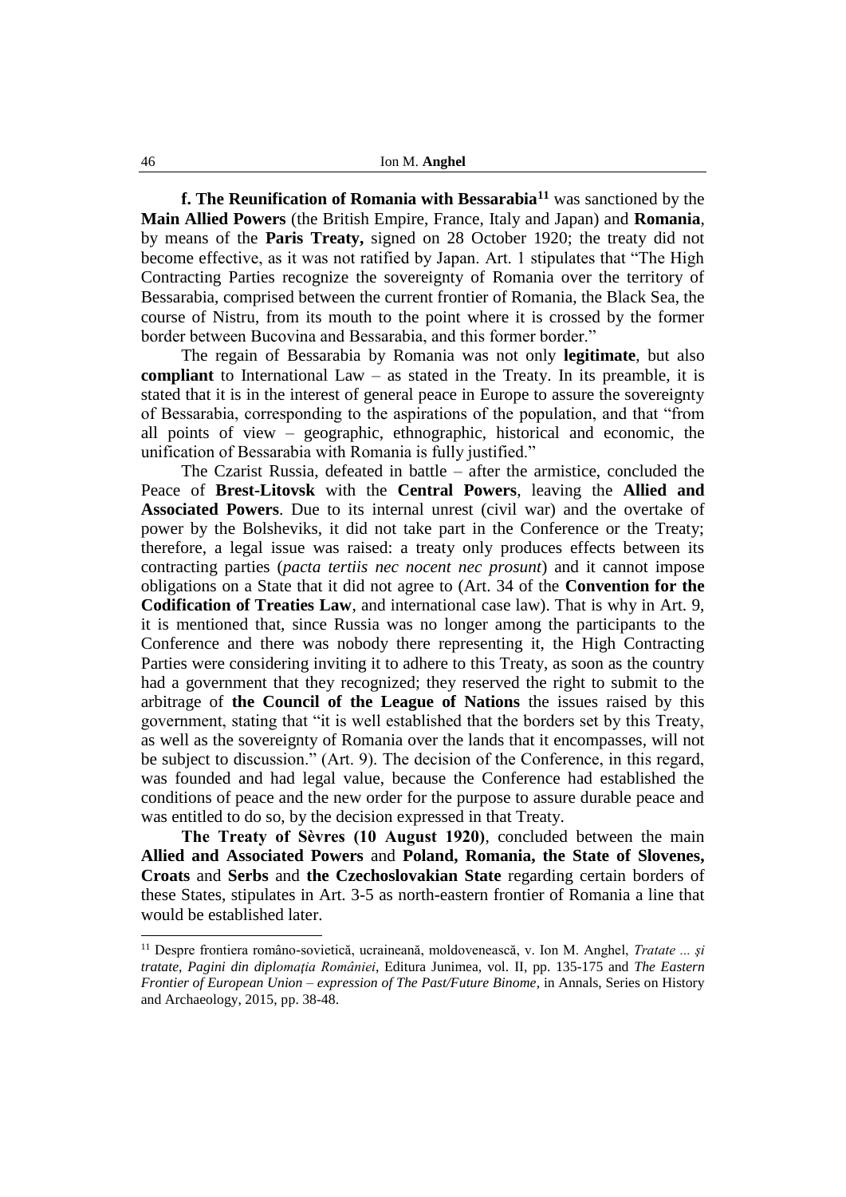**f. The Reunification of Romania with Bessarabia**[11] was sanctioned by the **Main Allied Powers** (the British Empire, France, Italy and Japan) and **Romania**, by means of the **Paris Treaty,** signed on 28 October 1920; the treaty did not become effective, as it was not ratified by Japan. Art. 1 stipulates that "The High Contracting Parties recognize the sovereignty of Romania over the territory of Bessarabia, comprised between the current frontier of Romania, the Black Sea, the course of Nistru, from its mouth to the point where it is crossed by the former border between Bucovina and Bessarabia, and this former border."

The regain of Bessarabia by Romania was not only **legitimate**, but also **compliant** to International Law – as stated in the Treaty. In its preamble, it is stated that it is in the interest of general peace in Europe to assure the sovereignty of Bessarabia, corresponding to the aspirations of the population, and that "from all points of view – geographic, ethnographic, historical and economic, the unification of Bessarabia with Romania is fully justified."

The Czarist Russia, defeated in battle – after the armistice, concluded the Peace of **Brest-Litovsk** with the **Central Powers**, leaving the **Allied and Associated Powers**. Due to its internal unrest (civil war) and the overtake of power by the Bolsheviks, it did not take part in the Conference or the Treaty; therefore, a legal issue was raised: a treaty only produces effects between its contracting parties (*pacta tertiis nec nocent nec prosunt*) and it cannot impose obligations on a State that it did not agree to (Art. 34 of the **Convention for the Codification of Treaties Law**, and international case law). That is why in Art. 9, it is mentioned that, since Russia was no longer among the participants to the Conference and there was nobody there representing it, the High Contracting Parties were considering inviting it to adhere to this Treaty, as soon as the country had a government that they recognized; they reserved the right to submit to the arbitrage of **the Council of the League of Nations** the issues raised by this government, stating that "it is well established that the borders set by this Treaty, as well as the sovereignty of Romania over the lands that it encompasses, will not be subject to discussion." (Art. 9). The decision of the Conference, in this regard, was founded and had legal value, because the Conference had established the conditions of peace and the new order for the purpose to assure durable peace and was entitled to do so, by the decision expressed in that Treaty.

**The Treaty of Sèvres (10 August 1920)**, concluded between the main **Allied and Associated Powers** and **Poland, Romania, the State of Slovenes, Croats** and **Serbs** and **the Czechoslovakian State** regarding certain borders of these States, stipulates in Art. 3-5 as north-eastern frontier of Romania a line that would be established later.

---

[11] Despre frontiera româno-sovietică, ucraineană, moldovenească, v. Ion M. Anghel, *Tratate ... și tratate, Pagini din diplomația României*, Editura Junimea, vol. II, pp. 135-175 and *The Eastern Frontier of European Union – expression of The Past/Future Binome*, in Annals, Series on History and Archaeology, 2015, pp. 38-48.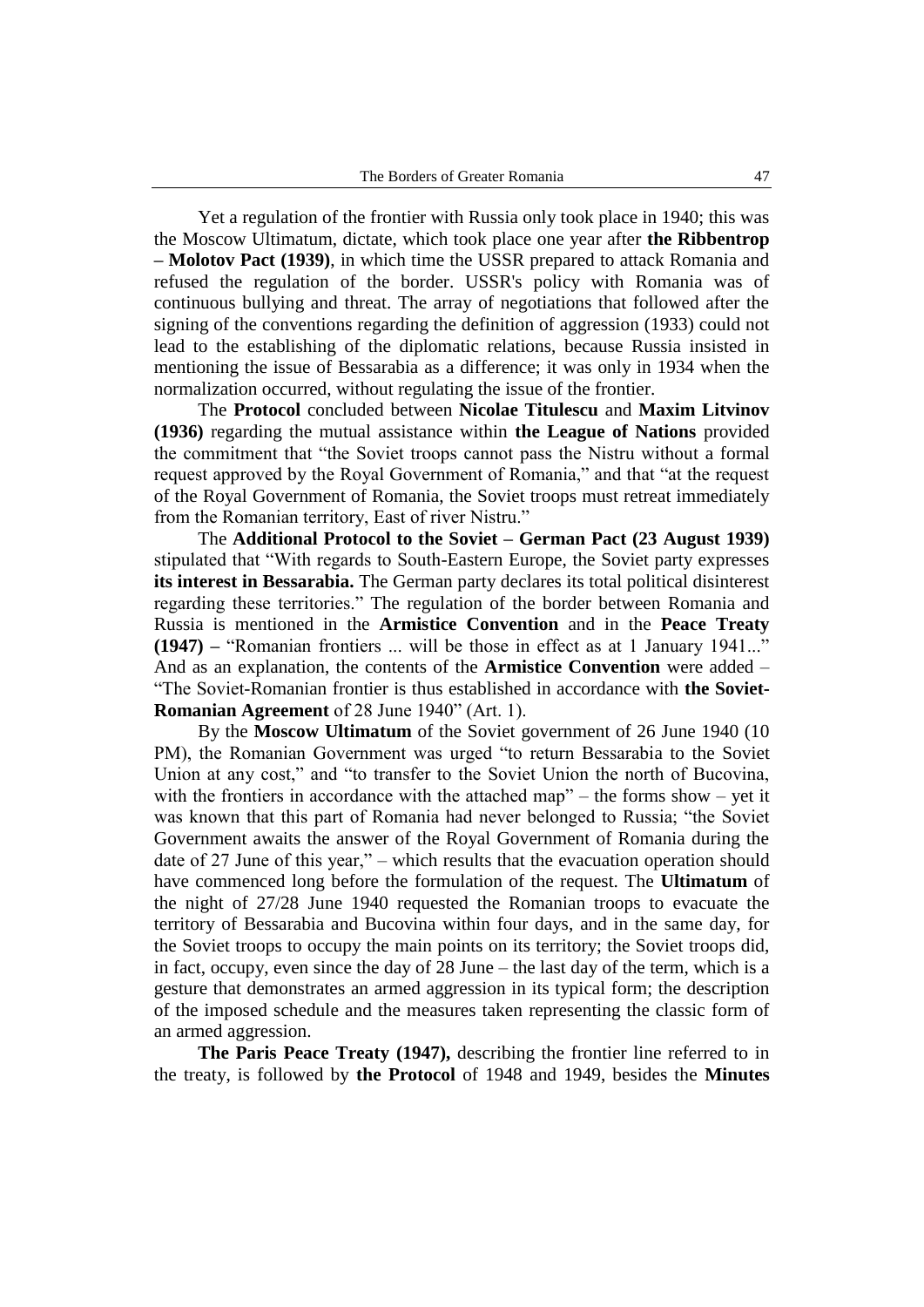Yet a regulation of the frontier with Russia only took place in 1940; this was the Moscow Ultimatum, dictate, which took place one year after **the Ribbentrop – Molotov Pact (1939)**, in which time the USSR prepared to attack Romania and refused the regulation of the border. USSR's policy with Romania was of continuous bullying and threat. The array of negotiations that followed after the signing of the conventions regarding the definition of aggression (1933) could not lead to the establishing of the diplomatic relations, because Russia insisted in mentioning the issue of Bessarabia as a difference; it was only in 1934 when the normalization occurred, without regulating the issue of the frontier.

The **Protocol** concluded between **Nicolae Titulescu** and **Maxim Litvinov (1936)** regarding the mutual assistance within **the League of Nations** provided the commitment that "the Soviet troops cannot pass the Nistru without a formal request approved by the Royal Government of Romania," and that "at the request of the Royal Government of Romania, the Soviet troops must retreat immediately from the Romanian territory, East of river Nistru."

The **Additional Protocol to the Soviet – German Pact (23 August 1939)** stipulated that "With regards to South-Eastern Europe, the Soviet party expresses **its interest in Bessarabia.** The German party declares its total political disinterest regarding these territories." The regulation of the border between Romania and Russia is mentioned in the **Armistice Convention** and in the **Peace Treaty (1947) –** "Romanian frontiers ... will be those in effect as at 1 January 1941..." And as an explanation, the contents of the **Armistice Convention** were added – "The Soviet-Romanian frontier is thus established in accordance with **the Soviet-Romanian Agreement** of 28 June 1940" (Art. 1).

By the **Moscow Ultimatum** of the Soviet government of 26 June 1940 (10 PM), the Romanian Government was urged "to return Bessarabia to the Soviet Union at any cost," and "to transfer to the Soviet Union the north of Bucovina, with the frontiers in accordance with the attached map" – the forms show – yet it was known that this part of Romania had never belonged to Russia; "the Soviet Government awaits the answer of the Royal Government of Romania during the date of 27 June of this year," – which results that the evacuation operation should have commenced long before the formulation of the request. The **Ultimatum** of the night of 27/28 June 1940 requested the Romanian troops to evacuate the territory of Bessarabia and Bucovina within four days, and in the same day, for the Soviet troops to occupy the main points on its territory; the Soviet troops did, in fact, occupy, even since the day of 28 June – the last day of the term, which is a gesture that demonstrates an armed aggression in its typical form; the description of the imposed schedule and the measures taken representing the classic form of an armed aggression.

**The Paris Peace Treaty (1947),** describing the frontier line referred to in the treaty, is followed by **the Protocol** of 1948 and 1949, besides the **Minutes**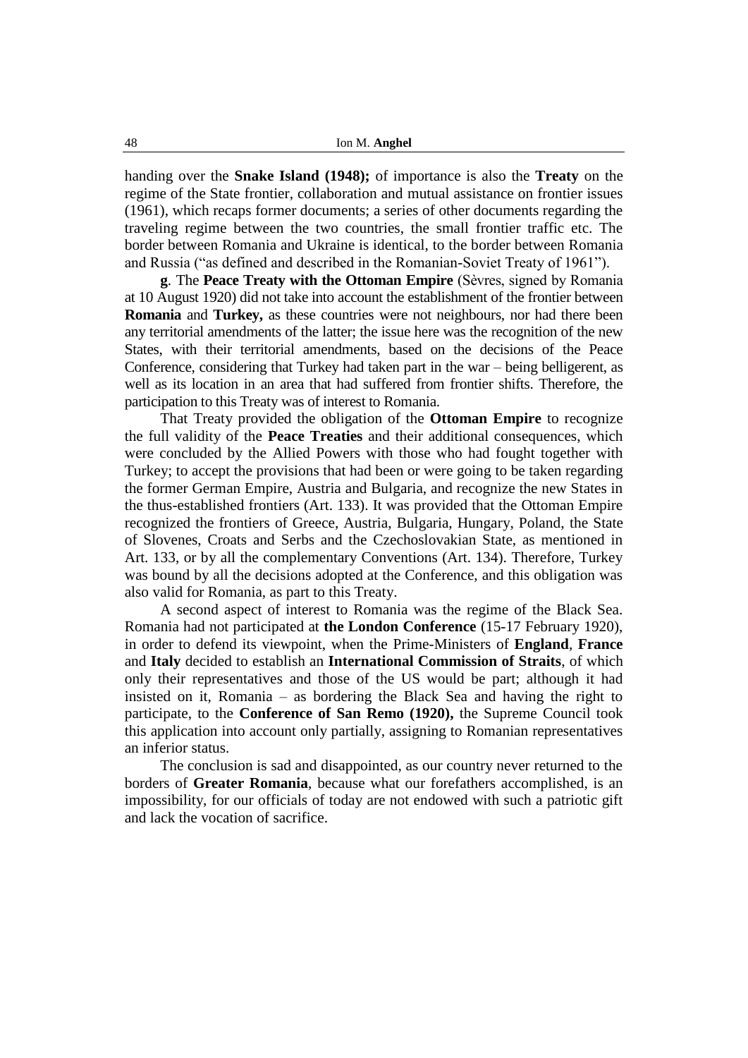handing over the **Snake Island (1948);** of importance is also the **Treaty** on the regime of the State frontier, collaboration and mutual assistance on frontier issues (1961), which recaps former documents; a series of other documents regarding the traveling regime between the two countries, the small frontier traffic etc. The border between Romania and Ukraine is identical, to the border between Romania and Russia ("as defined and described in the Romanian-Soviet Treaty of 1961").

**g**. The **Peace Treaty with the Ottoman Empire** (Sèvres, signed by Romania at 10 August 1920) did not take into account the establishment of the frontier between **Romania** and **Turkey,** as these countries were not neighbours, nor had there been any territorial amendments of the latter; the issue here was the recognition of the new States, with their territorial amendments, based on the decisions of the Peace Conference, considering that Turkey had taken part in the war – being belligerent, as well as its location in an area that had suffered from frontier shifts. Therefore, the participation to this Treaty was of interest to Romania.

That Treaty provided the obligation of the **Ottoman Empire** to recognize the full validity of the **Peace Treaties** and their additional consequences, which were concluded by the Allied Powers with those who had fought together with Turkey; to accept the provisions that had been or were going to be taken regarding the former German Empire, Austria and Bulgaria, and recognize the new States in the thus-established frontiers (Art. 133). It was provided that the Ottoman Empire recognized the frontiers of Greece, Austria, Bulgaria, Hungary, Poland, the State of Slovenes, Croats and Serbs and the Czechoslovakian State, as mentioned in Art. 133, or by all the complementary Conventions (Art. 134). Therefore, Turkey was bound by all the decisions adopted at the Conference, and this obligation was also valid for Romania, as part to this Treaty.

A second aspect of interest to Romania was the regime of the Black Sea. Romania had not participated at **the London Conference** (15-17 February 1920), in order to defend its viewpoint, when the Prime-Ministers of **England**, **France** and **Italy** decided to establish an **International Commission of Straits**, of which only their representatives and those of the US would be part; although it had insisted on it, Romania – as bordering the Black Sea and having the right to participate, to the **Conference of San Remo (1920),** the Supreme Council took this application into account only partially, assigning to Romanian representatives an inferior status.

The conclusion is sad and disappointed, as our country never returned to the borders of **Greater Romania**, because what our forefathers accomplished, is an impossibility, for our officials of today are not endowed with such a patriotic gift and lack the vocation of sacrifice.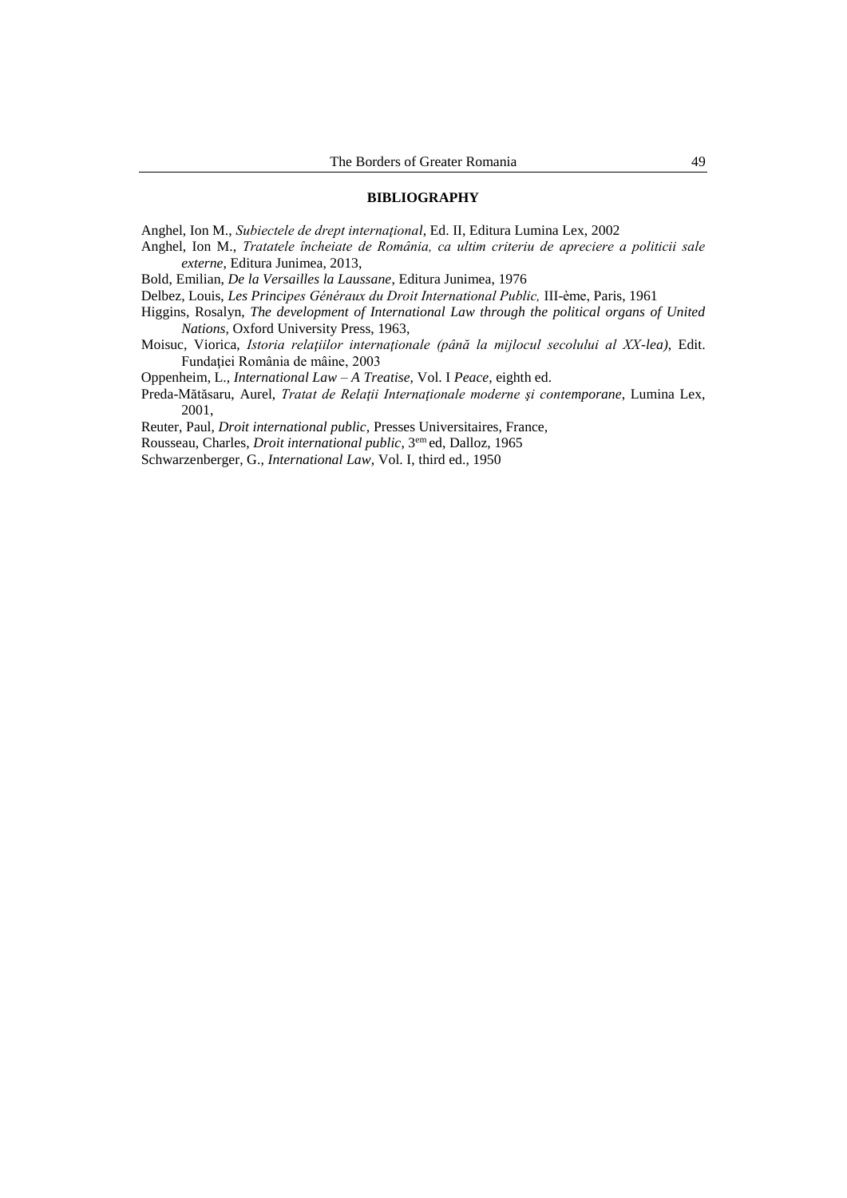**BIBLIOGRAPHY**

Anghel, Ion M., *Subiectele de drept internaţional*, Ed. II, Editura Lumina Lex, 2002

Anghel, Ion M., *Tratatele încheiate de România, ca ultim criteriu de apreciere a politicii sale externe*, Editura Junimea, 2013,

Bold, Emilian, *De la Versailles la Laussane*, Editura Junimea, 1976

Delbez, Louis, *Les Principes Généraux du Droit International Public,* III-ème, Paris, 1961

Higgins, Rosalyn, *The development of International Law through the political organs of United Nations,* Oxford University Press, 1963,

Moisuc, Viorica, *Istoria relaţiilor internaţionale (până la mijlocul secolului al XX-lea)*, Edit. Fundaţiei România de mâine, 2003

Oppenheim, L., *International Law – A Treatise*, Vol. I *Peace*, eighth ed.

Preda-Mătăsaru, Aurel, *Tratat de Relaţii Internaţionale moderne şi contemporane*, Lumina Lex, 2001,

Reuter, Paul, *Droit international public*, Presses Universitaires, France,

Rousseau, Charles, *Droit international public*, 3[em] ed, Dalloz, 1965

Schwarzenberger, G., *International Law*, Vol. I, third ed., 1950